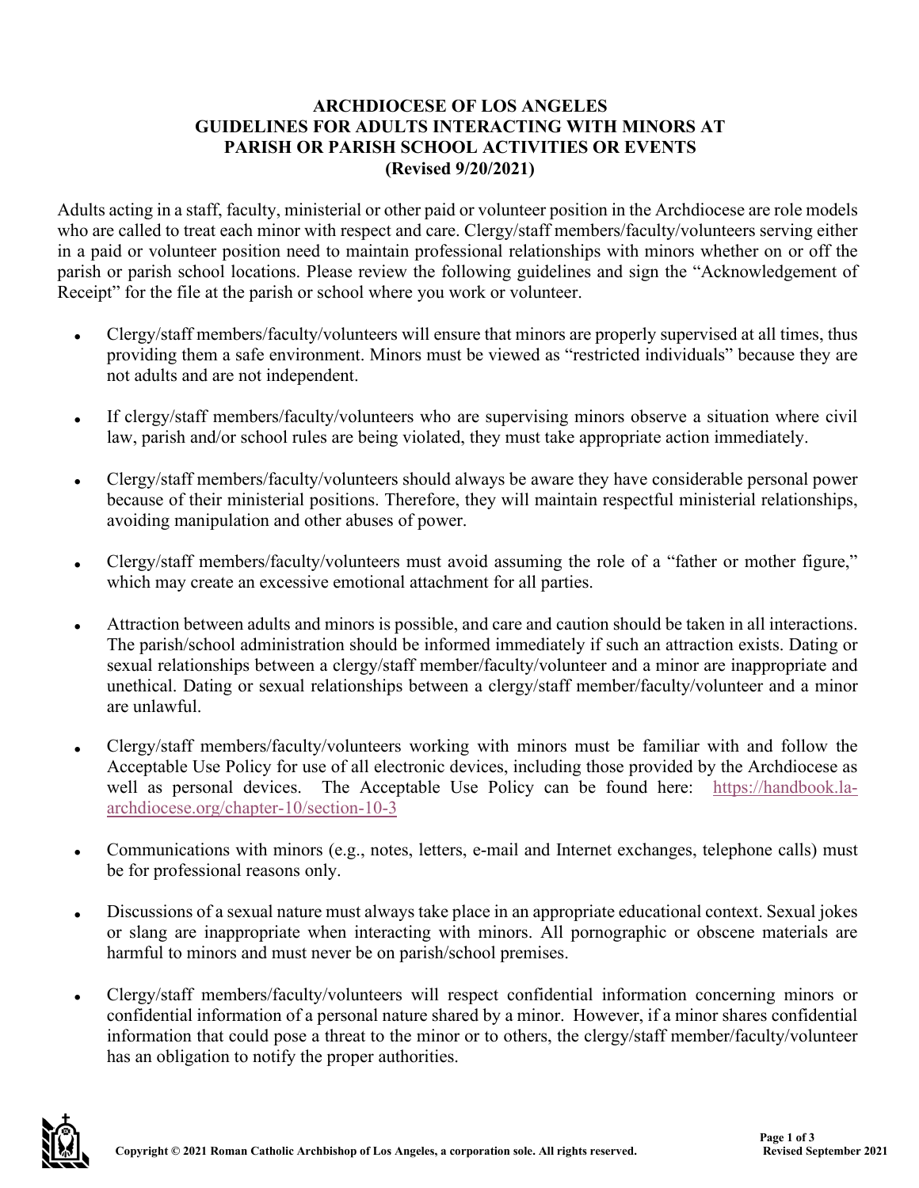# ARCHDIOCESE OF LOS ANGELES
# GUIDELINES FOR ADULTS INTERACTING WITH MINORS AT PARISH OR PARISH SCHOOL ACTIVITIES OR EVENTS
## (Revised 9/20/2021)

Adults acting in a staff, faculty, ministerial or other paid or volunteer position in the Archdiocese are role models who are called to treat each minor with respect and care. Clergy/staff members/faculty/volunteers serving either in a paid or volunteer position need to maintain professional relationships with minors whether on or off the parish or parish school locations. Please review the following guidelines and sign the "Acknowledgement of Receipt" for the file at the parish or school where you work or volunteer.

- Clergy/staff members/faculty/volunteers will ensure that minors are properly supervised at all times, thus providing them a safe environment. Minors must be viewed as "restricted individuals" because they are not adults and are not independent.

- If clergy/staff members/faculty/volunteers who are supervising minors observe a situation where civil law, parish and/or school rules are being violated, they must take appropriate action immediately.

- Clergy/staff members/faculty/volunteers should always be aware they have considerable personal power because of their ministerial positions. Therefore, they will maintain respectful ministerial relationships, avoiding manipulation and other abuses of power.

- Clergy/staff members/faculty/volunteers must avoid assuming the role of a "father or mother figure," which may create an excessive emotional attachment for all parties.

- Attraction between adults and minors is possible, and care and caution should be taken in all interactions. The parish/school administration should be informed immediately if such an attraction exists. Dating or sexual relationships between a clergy/staff member/faculty/volunteer and a minor are inappropriate and unethical. Dating or sexual relationships between a clergy/staff member/faculty/volunteer and a minor are unlawful.

- Clergy/staff members/faculty/volunteers working with minors must be familiar with and follow the Acceptable Use Policy for use of all electronic devices, including those provided by the Archdiocese as well as personal devices. The Acceptable Use Policy can be found here: [https://handbook.la-archdiocese.org/chapter-10/section-10-3](https://handbook.la-archdiocese.org/chapter-10/section-10-3)

- Communications with minors (e.g., notes, letters, e-mail and Internet exchanges, telephone calls) must be for professional reasons only.

- Discussions of a sexual nature must always take place in an appropriate educational context. Sexual jokes or slang are inappropriate when interacting with minors. All pornographic or obscene materials are harmful to minors and must never be on parish/school premises.

- Clergy/staff members/faculty/volunteers will respect confidential information concerning minors or confidential information of a personal nature shared by a minor. However, if a minor shares confidential information that could pose a threat to the minor or to others, the clergy/staff member/faculty/volunteer has an obligation to notify the proper authorities.

Copyright © 2021 Roman Catholic Archbishop of Los Angeles, a corporation sole. All rights reserved.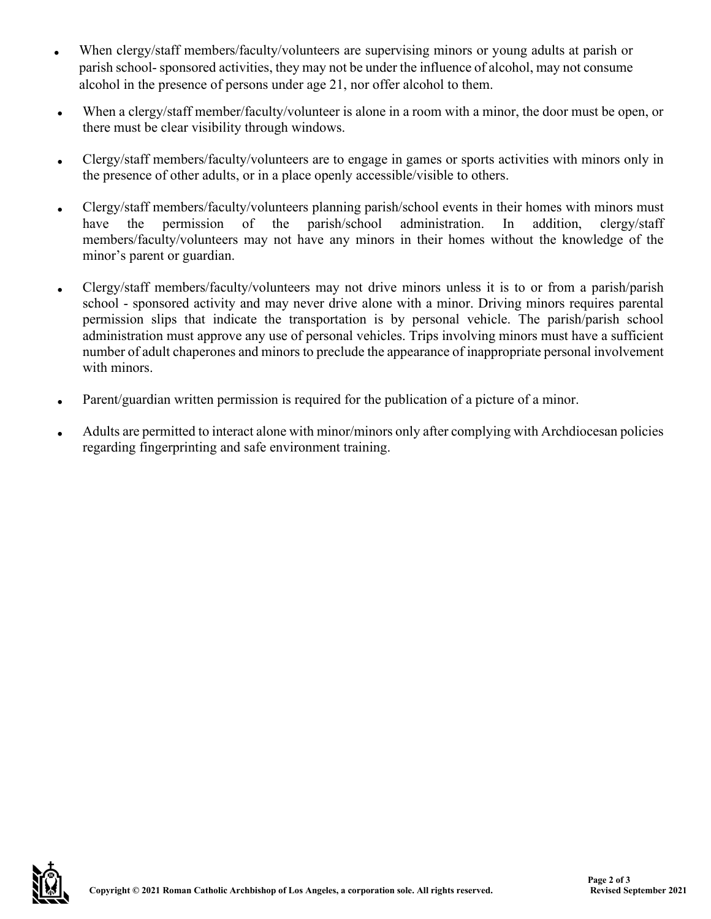- When clergy/staff members/faculty/volunteers are supervising minors or young adults at parish or parish school- sponsored activities, they may not be under the influence of alcohol, may not consume alcohol in the presence of persons under age 21, nor offer alcohol to them.
- When a clergy/staff member/faculty/volunteer is alone in a room with a minor, the door must be open, or there must be clear visibility through windows.
- Clergy/staff members/faculty/volunteers are to engage in games or sports activities with minors only in the presence of other adults, or in a place openly accessible/visible to others.
- Clergy/staff members/faculty/volunteers planning parish/school events in their homes with minors must have the permission of the parish/school administration. In addition, clergy/staff members/faculty/volunteers may not have any minors in their homes without the knowledge of the minor's parent or guardian.
- Clergy/staff members/faculty/volunteers may not drive minors unless it is to or from a parish/parish school - sponsored activity and may never drive alone with a minor. Driving minors requires parental permission slips that indicate the transportation is by personal vehicle. The parish/parish school administration must approve any use of personal vehicles. Trips involving minors must have a sufficient number of adult chaperones and minors to preclude the appearance of inappropriate personal involvement with minors.
- Parent/guardian written permission is required for the publication of a picture of a minor.
- Adults are permitted to interact alone with minor/minors only after complying with Archdiocesan policies regarding fingerprinting and safe environment training.

**Copyright © 2021 Roman Catholic Archbishop of Los Angeles, a corporation sole. All rights reserved.**

**Revised September 2021**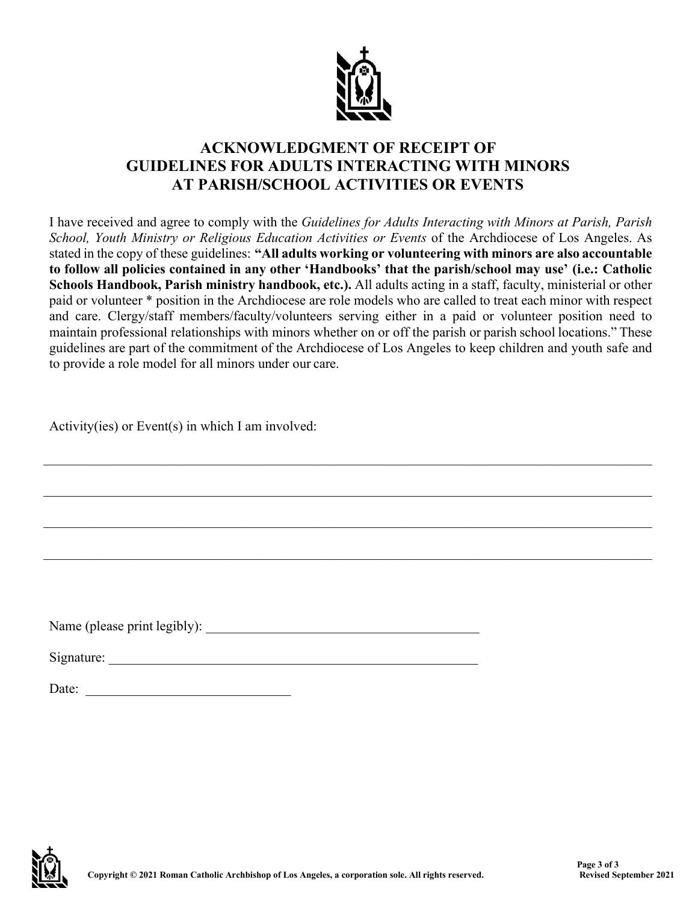# ACKNOWLEDGMENT OF RECEIPT OF GUIDELINES FOR ADULTS INTERACTING WITH MINORS AT PARISH/SCHOOL ACTIVITIES OR EVENTS

I have received and agree to comply with the *Guidelines for Adults Interacting with Minors at Parish, Parish School, Youth Ministry or Religious Education Activities or Events* of the Archdiocese of Los Angeles. As stated in the copy of these guidelines: **"All adults working or volunteering with minors are also accountable to follow all policies contained in any other 'Handbooks' that the parish/school may use' (i.e.: Catholic Schools Handbook, Parish ministry handbook, etc.).** All adults acting in a staff, faculty, ministerial or other paid or volunteer * position in the Archdiocese are role models who are called to treat each minor with respect and care. Clergy/staff members/faculty/volunteers serving either in a paid or volunteer position need to maintain professional relationships with minors whether on or off the parish or parish school locations." These guidelines are part of the commitment of the Archdiocese of Los Angeles to keep children and youth safe and to provide a role model for all minors under our care.

Activity(ies) or Event(s) in which I am involved:

\_\_\_\_\_\_\_\_\_\_\_\_\_\_\_\_\_\_\_\_\_\_\_\_\_\_\_\_\_\_\_\_\_\_\_\_\_\_\_\_\_\_\_\_\_\_\_\_\_\_\_\_\_\_\_\_\_\_\_\_\_\_\_\_\_\_\_\_\_\_\_\_\_\_\_\_\_\_

\_\_\_\_\_\_\_\_\_\_\_\_\_\_\_\_\_\_\_\_\_\_\_\_\_\_\_\_\_\_\_\_\_\_\_\_\_\_\_\_\_\_\_\_\_\_\_\_\_\_\_\_\_\_\_\_\_\_\_\_\_\_\_\_\_\_\_\_\_\_\_\_\_\_\_\_\_\_

\_\_\_\_\_\_\_\_\_\_\_\_\_\_\_\_\_\_\_\_\_\_\_\_\_\_\_\_\_\_\_\_\_\_\_\_\_\_\_\_\_\_\_\_\_\_\_\_\_\_\_\_\_\_\_\_\_\_\_\_\_\_\_\_\_\_\_\_\_\_\_\_\_\_\_\_\_\_

\_\_\_\_\_\_\_\_\_\_\_\_\_\_\_\_\_\_\_\_\_\_\_\_\_\_\_\_\_\_\_\_\_\_\_\_\_\_\_\_\_\_\_\_\_\_\_\_\_\_\_\_\_\_\_\_\_\_\_\_\_\_\_\_\_\_\_\_\_\_\_\_\_\_\_\_\_\_

Name (please print legibly): \_\_\_\_\_\_\_\_\_\_\_\_\_\_\_\_\_\_\_\_\_\_\_\_\_\_\_\_\_\_\_\_\_\_\_\_\_\_\_\_

Signature: \_\_\_\_\_\_\_\_\_\_\_\_\_\_\_\_\_\_\_\_\_\_\_\_\_\_\_\_\_\_\_\_\_\_\_\_\_\_\_\_\_\_\_\_\_\_\_\_\_\_\_\_\_\_\_

Date: \_\_\_\_\_\_\_\_\_\_\_\_\_\_\_\_\_\_\_\_\_\_\_\_\_\_\_\_\_\_

**Copyright © 2021 Roman Catholic Archbishop of Los Angeles, a corporation sole. All rights reserved.**

**Revised September 2021**